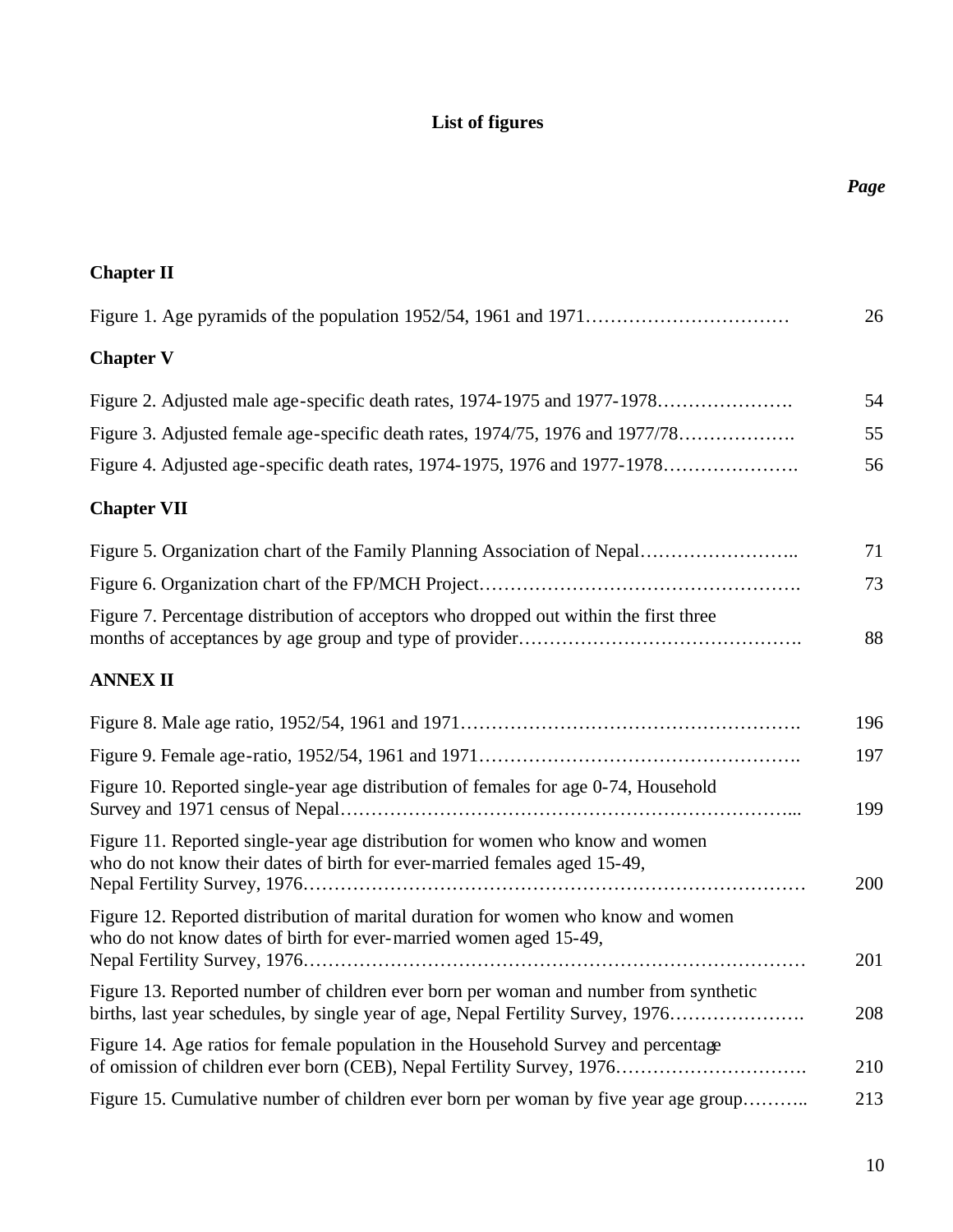# List of figures

*Page*

## Chapter II

Figure 1. Age pyramids of the population 1952/54, 1961 and 1971…………………………… 26

## Chapter V

Figure 2. Adjusted male age-specific death rates, 1974-1975 and 1977-1978…………………. 54

Figure 3. Adjusted female age-specific death rates, 1974/75, 1976 and 1977/78………………. 55

Figure 4. Adjusted age-specific death rates, 1974-1975, 1976 and 1977-1978…………………. 56

## Chapter VII

Figure 5. Organization chart of the Family Planning Association of Nepal…………………….. 71

Figure 6. Organization chart of the FP/MCH Project……………………………………………. 73

Figure 7. Percentage distribution of acceptors who dropped out within the first three months of acceptances by age group and type of provider………………………………………. 88

## ANNEX II

Figure 8. Male age ratio, 1952/54, 1961 and 1971………………………………………………. 196

Figure 9. Female age-ratio, 1952/54, 1961 and 1971……………………………………………. 197

Figure 10. Reported single-year age distribution of females for age 0-74, Household Survey and 1971 census of Nepal…………………………………………………………... 199

Figure 11. Reported single-year age distribution for women who know and women who do not know their dates of birth for ever-married females aged 15-49, Nepal Fertility Survey, 1976………………………………………………………………… 200

Figure 12. Reported distribution of marital duration for women who know and women who do not know dates of birth for ever-married women aged 15-49, Nepal Fertility Survey, 1976………………………………………………………………… 201

Figure 13. Reported number of children ever born per woman and number from synthetic births, last year schedules, by single year of age, Nepal Fertility Survey, 1976…………………. 208

Figure 14. Age ratios for female population in the Household Survey and percentage of omission of children ever born (CEB), Nepal Fertility Survey, 1976…………………………. 210

Figure 15. Cumulative number of children ever born per woman by five year age group……….. 213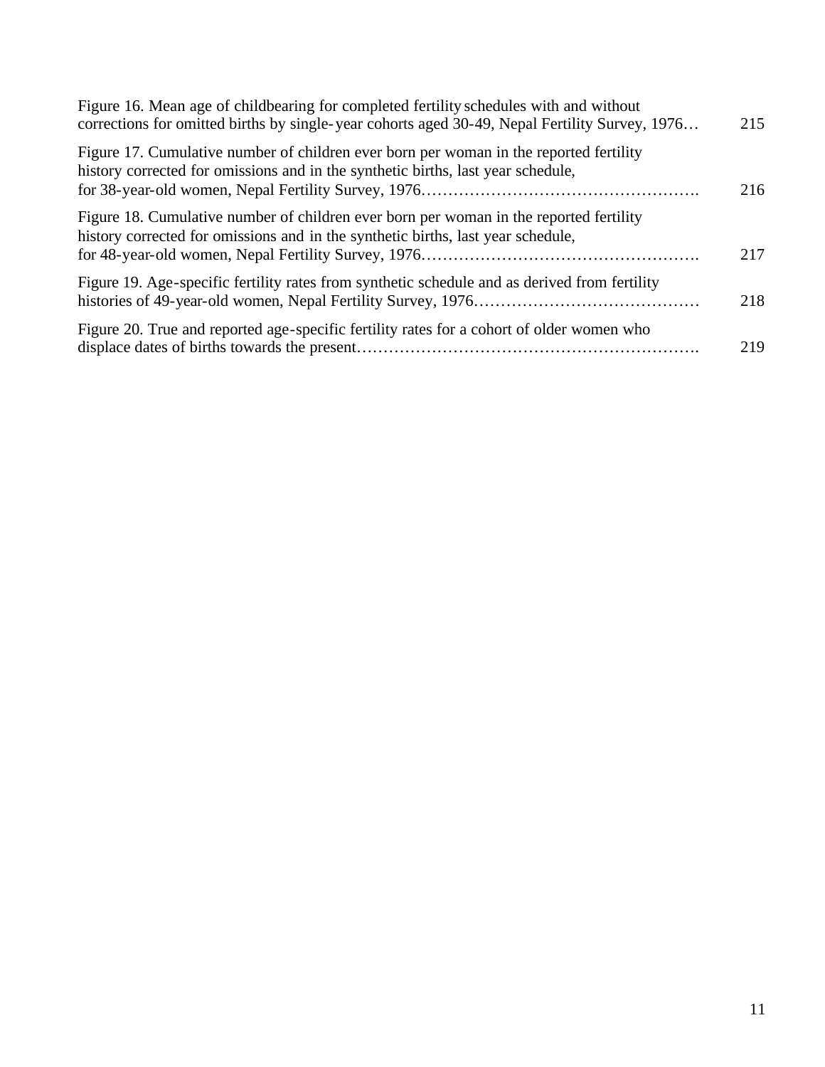Figure 16. Mean age of childbearing for completed fertility schedules with and without corrections for omitted births by single-year cohorts aged 30-49, Nepal Fertility Survey, 1976… 215

Figure 17. Cumulative number of children ever born per woman in the reported fertility history corrected for omissions and in the synthetic births, last year schedule, for 38-year-old women, Nepal Fertility Survey, 1976……………………………………………. 216

Figure 18. Cumulative number of children ever born per woman in the reported fertility history corrected for omissions and in the synthetic births, last year schedule, for 48-year-old women, Nepal Fertility Survey, 1976……………………………………………. 217

Figure 19. Age-specific fertility rates from synthetic schedule and as derived from fertility histories of 49-year-old women, Nepal Fertility Survey, 1976…………………………………… 218

Figure 20. True and reported age-specific fertility rates for a cohort of older women who displace dates of births towards the present………………………………………………………. 219